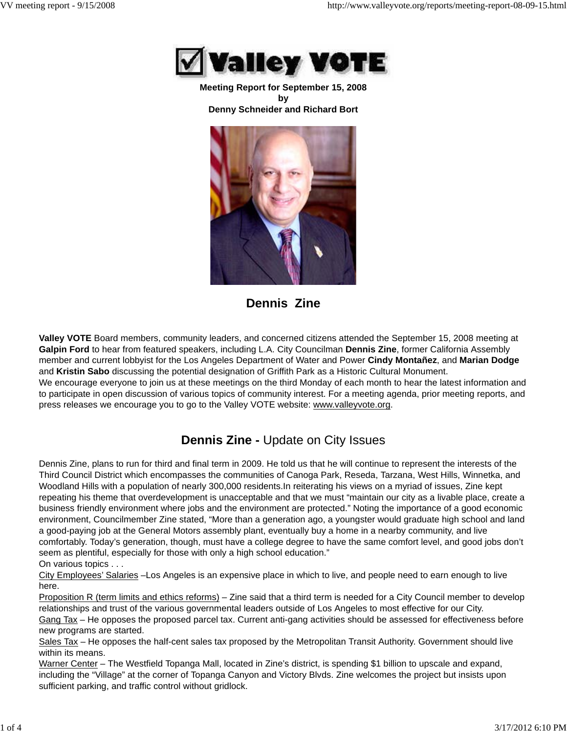# Valley VOTE

**Meeting Report for September 15, 2008**
**by**
**Denny Schneider and Richard Bort**

**Dennis Zine**

**Valley VOTE** Board members, community leaders, and concerned citizens attended the September 15, 2008 meeting at **Galpin Ford** to hear from featured speakers, including L.A. City Councilman **Dennis Zine**, former California Assembly member and current lobbyist for the Los Angeles Department of Water and Power **Cindy Montañez**, and **Marian Dodge** and **Kristin Sabo** discussing the potential designation of Griffith Park as a Historic Cultural Monument.
We encourage everyone to join us at these meetings on the third Monday of each month to hear the latest information and to participate in open discussion of various topics of community interest. For a meeting agenda, prior meeting reports, and press releases we encourage you to go to the Valley VOTE website: www.valleyvote.org.

## **Dennis Zine -** Update on City Issues

Dennis Zine, plans to run for third and final term in 2009. He told us that he will continue to represent the interests of the Third Council District which encompasses the communities of Canoga Park, Reseda, Tarzana, West Hills, Winnetka, and Woodland Hills with a population of nearly 300,000 residents.In reiterating his views on a myriad of issues, Zine kept repeating his theme that overdevelopment is unacceptable and that we must "maintain our city as a livable place, create a business friendly environment where jobs and the environment are protected." Noting the importance of a good economic environment, Councilmember Zine stated, "More than a generation ago, a youngster would graduate high school and land a good-paying job at the General Motors assembly plant, eventually buy a home in a nearby community, and live comfortably. Today's generation, though, must have a college degree to have the same comfort level, and good jobs don't seem as plentiful, especially for those with only a high school education."
On various topics . . .
City Employees' Salaries –Los Angeles is an expensive place in which to live, and people need to earn enough to live here.
Proposition R (term limits and ethics reforms) – Zine said that a third term is needed for a City Council member to develop relationships and trust of the various governmental leaders outside of Los Angeles to most effective for our City.
Gang Tax – He opposes the proposed parcel tax. Current anti-gang activities should be assessed for effectiveness before new programs are started.
Sales Tax – He opposes the half-cent sales tax proposed by the Metropolitan Transit Authority. Government should live within its means.
Warner Center – The Westfield Topanga Mall, located in Zine's district, is spending $1 billion to upscale and expand, including the "Village" at the corner of Topanga Canyon and Victory Blvds. Zine welcomes the project but insists upon sufficient parking, and traffic control without gridlock.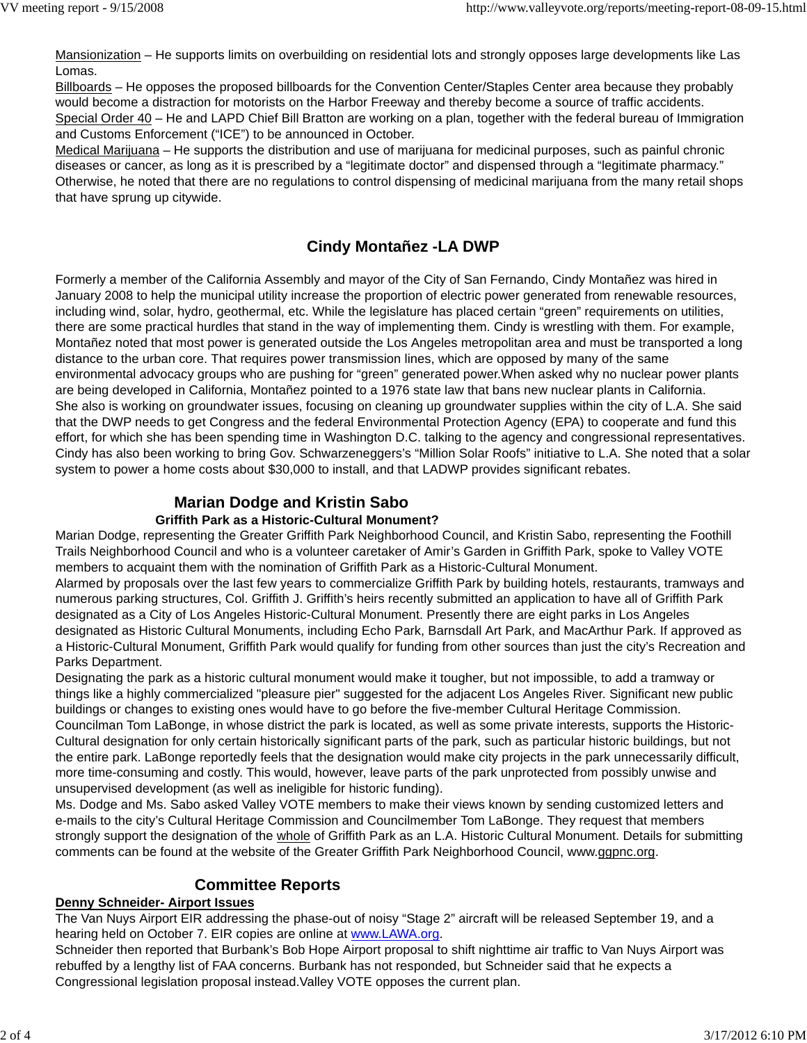<u>Mansionization</u> – He supports limits on overbuilding on residential lots and strongly opposes large developments like Las Lomas.
<u>Billboards</u> – He opposes the proposed billboards for the Convention Center/Staples Center area because they probably would become a distraction for motorists on the Harbor Freeway and thereby become a source of traffic accidents.
<u>Special Order 40</u> – He and LAPD Chief Bill Bratton are working on a plan, together with the federal bureau of Immigration and Customs Enforcement ("ICE") to be announced in October.
<u>Medical Marijuana</u> – He supports the distribution and use of marijuana for medicinal purposes, such as painful chronic diseases or cancer, as long as it is prescribed by a "legitimate doctor" and dispensed through a "legitimate pharmacy." Otherwise, he noted that there are no regulations to control dispensing of medicinal marijuana from the many retail shops that have sprung up citywide.

## Cindy Montañez -LA DWP

Formerly a member of the California Assembly and mayor of the City of San Fernando, Cindy Montañez was hired in January 2008 to help the municipal utility increase the proportion of electric power generated from renewable resources, including wind, solar, hydro, geothermal, etc. While the legislature has placed certain "green" requirements on utilities, there are some practical hurdles that stand in the way of implementing them. Cindy is wrestling with them. For example, Montañez noted that most power is generated outside the Los Angeles metropolitan area and must be transported a long distance to the urban core. That requires power transmission lines, which are opposed by many of the same environmental advocacy groups who are pushing for "green" generated power.When asked why no nuclear power plants are being developed in California, Montañez pointed to a 1976 state law that bans new nuclear plants in California.
She also is working on groundwater issues, focusing on cleaning up groundwater supplies within the city of L.A. She said that the DWP needs to get Congress and the federal Environmental Protection Agency (EPA) to cooperate and fund this effort, for which she has been spending time in Washington D.C. talking to the agency and congressional representatives. Cindy has also been working to bring Gov. Schwarzeneggers's "Million Solar Roofs" initiative to L.A. She noted that a solar system to power a home costs about $30,000 to install, and that LADWP provides significant rebates.

## Marian Dodge and Kristin Sabo

### Griffith Park as a Historic-Cultural Monument?

Marian Dodge, representing the Greater Griffith Park Neighborhood Council, and Kristin Sabo, representing the Foothill Trails Neighborhood Council and who is a volunteer caretaker of Amir's Garden in Griffith Park, spoke to Valley VOTE members to acquaint them with the nomination of Griffith Park as a Historic-Cultural Monument.
Alarmed by proposals over the last few years to commercialize Griffith Park by building hotels, restaurants, tramways and numerous parking structures, Col. Griffith J. Griffith's heirs recently submitted an application to have all of Griffith Park designated as a City of Los Angeles Historic-Cultural Monument. Presently there are eight parks in Los Angeles designated as Historic Cultural Monuments, including Echo Park, Barnsdall Art Park, and MacArthur Park. If approved as a Historic-Cultural Monument, Griffith Park would qualify for funding from other sources than just the city's Recreation and Parks Department.
Designating the park as a historic cultural monument would make it tougher, but not impossible, to add a tramway or things like a highly commercialized "pleasure pier" suggested for the adjacent Los Angeles River. Significant new public buildings or changes to existing ones would have to go before the five-member Cultural Heritage Commission.
Councilman Tom LaBonge, in whose district the park is located, as well as some private interests, supports the Historic-Cultural designation for only certain historically significant parts of the park, such as particular historic buildings, but not the entire park. LaBonge reportedly feels that the designation would make city projects in the park unnecessarily difficult, more time-consuming and costly. This would, however, leave parts of the park unprotected from possibly unwise and unsupervised development (as well as ineligible for historic funding).
Ms. Dodge and Ms. Sabo asked Valley VOTE members to make their views known by sending customized letters and e-mails to the city's Cultural Heritage Commission and Councilmember Tom LaBonge. They request that members strongly support the designation of the <u>whole</u> of Griffith Park as an L.A. Historic Cultural Monument. Details for submitting comments can be found at the website of the Greater Griffith Park Neighborhood Council, www.ggpnc.org.

## Committee Reports

**<u>Denny Schneider- Airport Issues</u>**

The Van Nuys Airport EIR addressing the phase-out of noisy "Stage 2" aircraft will be released September 19, and a hearing held on October 7. EIR copies are online at www.LAWA.org.
Schneider then reported that Burbank's Bob Hope Airport proposal to shift nighttime air traffic to Van Nuys Airport was rebuffed by a lengthy list of FAA concerns. Burbank has not responded, but Schneider said that he expects a Congressional legislation proposal instead.Valley VOTE opposes the current plan.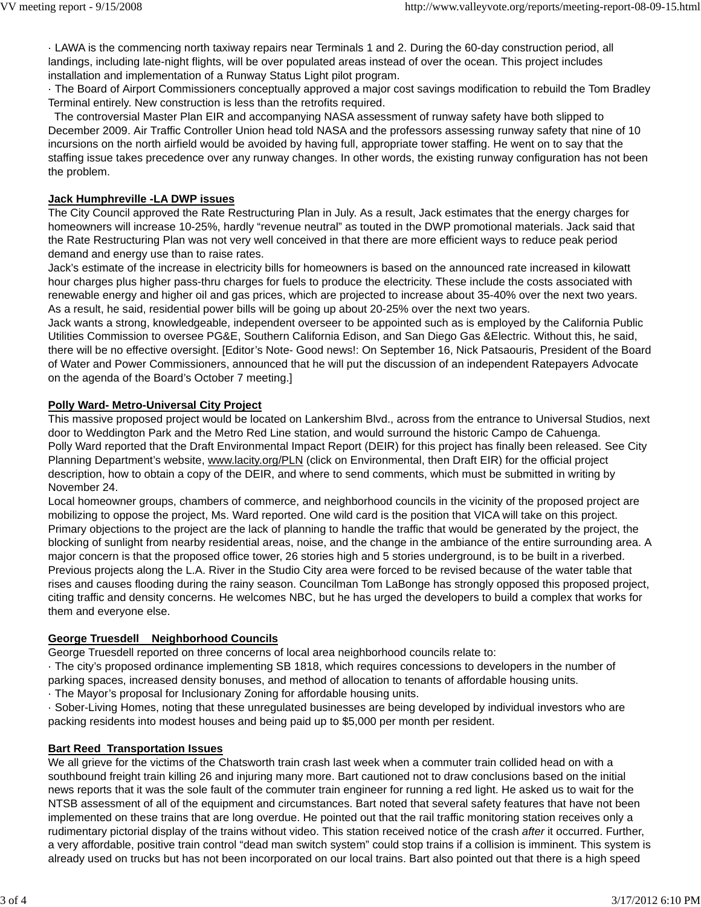· LAWA is the commencing north taxiway repairs near Terminals 1 and 2. During the 60-day construction period, all landings, including late-night flights, will be over populated areas instead of over the ocean. This project includes installation and implementation of a Runway Status Light pilot program.

· The Board of Airport Commissioners conceptually approved a major cost savings modification to rebuild the Tom Bradley Terminal entirely. New construction is less than the retrofits required.

The controversial Master Plan EIR and accompanying NASA assessment of runway safety have both slipped to December 2009. Air Traffic Controller Union head told NASA and the professors assessing runway safety that nine of 10 incursions on the north airfield would be avoided by having full, appropriate tower staffing. He went on to say that the staffing issue takes precedence over any runway changes. In other words, the existing runway configuration has not been the problem.

**Jack Humphreville -LA DWP issues**

The City Council approved the Rate Restructuring Plan in July. As a result, Jack estimates that the energy charges for homeowners will increase 10-25%, hardly "revenue neutral" as touted in the DWP promotional materials. Jack said that the Rate Restructuring Plan was not very well conceived in that there are more efficient ways to reduce peak period demand and energy use than to raise rates.

Jack's estimate of the increase in electricity bills for homeowners is based on the announced rate increased in kilowatt hour charges plus higher pass-thru charges for fuels to produce the electricity. These include the costs associated with renewable energy and higher oil and gas prices, which are projected to increase about 35-40% over the next two years. As a result, he said, residential power bills will be going up about 20-25% over the next two years.

Jack wants a strong, knowledgeable, independent overseer to be appointed such as is employed by the California Public Utilities Commission to oversee PG&E, Southern California Edison, and San Diego Gas &Electric. Without this, he said, there will be no effective oversight. [Editor's Note- Good news!: On September 16, Nick Patsaouris, President of the Board of Water and Power Commissioners, announced that he will put the discussion of an independent Ratepayers Advocate on the agenda of the Board's October 7 meeting.]

**Polly Ward- Metro-Universal City Project**

This massive proposed project would be located on Lankershim Blvd., across from the entrance to Universal Studios, next door to Weddington Park and the Metro Red Line station, and would surround the historic Campo de Cahuenga.

Polly Ward reported that the Draft Environmental Impact Report (DEIR) for this project has finally been released. See City Planning Department's website, www.lacity.org/PLN (click on Environmental, then Draft EIR) for the official project description, how to obtain a copy of the DEIR, and where to send comments, which must be submitted in writing by November 24.

Local homeowner groups, chambers of commerce, and neighborhood councils in the vicinity of the proposed project are mobilizing to oppose the project, Ms. Ward reported. One wild card is the position that VICA will take on this project. Primary objections to the project are the lack of planning to handle the traffic that would be generated by the project, the blocking of sunlight from nearby residential areas, noise, and the change in the ambiance of the entire surrounding area. A major concern is that the proposed office tower, 26 stories high and 5 stories underground, is to be built in a riverbed. Previous projects along the L.A. River in the Studio City area were forced to be revised because of the water table that rises and causes flooding during the rainy season. Councilman Tom LaBonge has strongly opposed this proposed project, citing traffic and density concerns. He welcomes NBC, but he has urged the developers to build a complex that works for them and everyone else.

**George Truesdell Neighborhood Councils**

George Truesdell reported on three concerns of local area neighborhood councils relate to:

· The city's proposed ordinance implementing SB 1818, which requires concessions to developers in the number of parking spaces, increased density bonuses, and method of allocation to tenants of affordable housing units.

· The Mayor's proposal for Inclusionary Zoning for affordable housing units.

· Sober-Living Homes, noting that these unregulated businesses are being developed by individual investors who are packing residents into modest houses and being paid up to $5,000 per month per resident.

**Bart Reed Transportation Issues**

We all grieve for the victims of the Chatsworth train crash last week when a commuter train collided head on with a southbound freight train killing 26 and injuring many more. Bart cautioned not to draw conclusions based on the initial news reports that it was the sole fault of the commuter train engineer for running a red light. He asked us to wait for the NTSB assessment of all of the equipment and circumstances. Bart noted that several safety features that have not been implemented on these trains that are long overdue. He pointed out that the rail traffic monitoring station receives only a rudimentary pictorial display of the trains without video. This station received notice of the crash *after* it occurred. Further, a very affordable, positive train control "dead man switch system" could stop trains if a collision is imminent. This system is already used on trucks but has not been incorporated on our local trains. Bart also pointed out that there is a high speed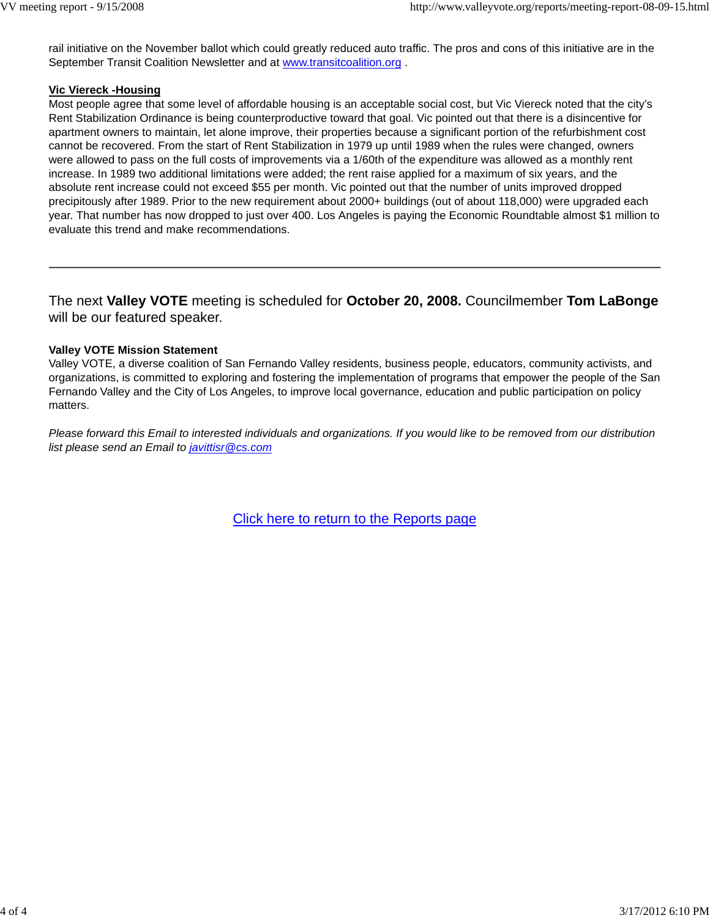rail initiative on the November ballot which could greatly reduced auto traffic. The pros and cons of this initiative are in the September Transit Coalition Newsletter and at www.transitcoalition.org .

**Vic Viereck -Housing**

Most people agree that some level of affordable housing is an acceptable social cost, but Vic Viereck noted that the city's Rent Stabilization Ordinance is being counterproductive toward that goal. Vic pointed out that there is a disincentive for apartment owners to maintain, let alone improve, their properties because a significant portion of the refurbishment cost cannot be recovered. From the start of Rent Stabilization in 1979 up until 1989 when the rules were changed, owners were allowed to pass on the full costs of improvements via a 1/60th of the expenditure was allowed as a monthly rent increase. In 1989 two additional limitations were added; the rent raise applied for a maximum of six years, and the absolute rent increase could not exceed $55 per month. Vic pointed out that the number of units improved dropped precipitously after 1989. Prior to the new requirement about 2000+ buildings (out of about 118,000) were upgraded each year. That number has now dropped to just over 400. Los Angeles is paying the Economic Roundtable almost $1 million to evaluate this trend and make recommendations.

---

The next **Valley VOTE** meeting is scheduled for **October 20, 2008.** Councilmember **Tom LaBonge** will be our featured speaker.

**Valley VOTE Mission Statement**

Valley VOTE, a diverse coalition of San Fernando Valley residents, business people, educators, community activists, and organizations, is committed to exploring and fostering the implementation of programs that empower the people of the San Fernando Valley and the City of Los Angeles, to improve local governance, education and public participation on policy matters.

*Please forward this Email to interested individuals and organizations. If you would like to be removed from our distribution list please send an Email to javittisr@cs.com*

Click here to return to the Reports page